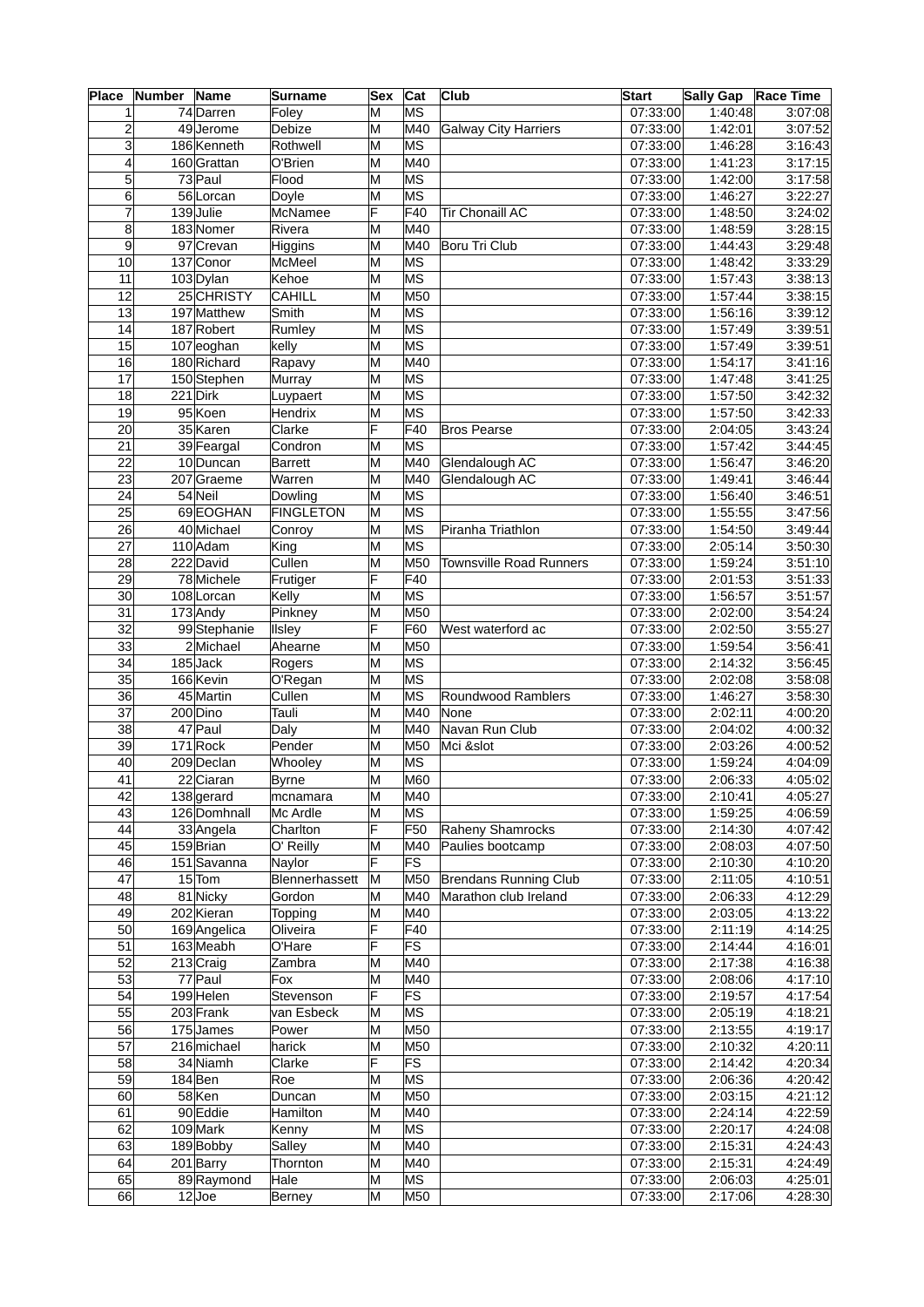| Place | Number | Name | Surname | Sex | Cat | Club | Start | Sally Gap | Race Time |
|---|---|---|---|---|---|---|---|---|---|
| 1 | 74 | Darren | Foley | M | MS | | 07:33:00 | 1:40:48 | 3:07:08 |
| 2 | 49 | Jerome | Debize | M | M40 | Galway City Harriers | 07:33:00 | 1:42:01 | 3:07:52 |
| 3 | 186 | Kenneth | Rothwell | M | MS | | 07:33:00 | 1:46:28 | 3:16:43 |
| 4 | 160 | Grattan | O'Brien | M | M40 | | 07:33:00 | 1:41:23 | 3:17:15 |
| 5 | 73 | Paul | Flood | M | MS | | 07:33:00 | 1:42:00 | 3:17:58 |
| 6 | 56 | Lorcan | Doyle | M | MS | | 07:33:00 | 1:46:27 | 3:22:27 |
| 7 | 139 | Julie | McNamee | F | F40 | Tir Chonaill AC | 07:33:00 | 1:48:50 | 3:24:02 |
| 8 | 183 | Nomer | Rivera | M | M40 | | 07:33:00 | 1:48:59 | 3:28:15 |
| 9 | 97 | Crevan | Higgins | M | M40 | Boru Tri Club | 07:33:00 | 1:44:43 | 3:29:48 |
| 10 | 137 | Conor | McMeel | M | MS | | 07:33:00 | 1:48:42 | 3:33:29 |
| 11 | 103 | Dylan | Kehoe | M | MS | | 07:33:00 | 1:57:43 | 3:38:13 |
| 12 | 25 | CHRISTY | CAHILL | M | M50 | | 07:33:00 | 1:57:44 | 3:38:15 |
| 13 | 197 | Matthew | Smith | M | MS | | 07:33:00 | 1:56:16 | 3:39:12 |
| 14 | 187 | Robert | Rumley | M | MS | | 07:33:00 | 1:57:49 | 3:39:51 |
| 15 | 107 | eoghan | kelly | M | MS | | 07:33:00 | 1:57:49 | 3:39:51 |
| 16 | 180 | Richard | Rapavy | M | M40 | | 07:33:00 | 1:54:17 | 3:41:16 |
| 17 | 150 | Stephen | Murray | M | MS | | 07:33:00 | 1:47:48 | 3:41:25 |
| 18 | 221 | Dirk | Luypaert | M | MS | | 07:33:00 | 1:57:50 | 3:42:32 |
| 19 | 95 | Koen | Hendrix | M | MS | | 07:33:00 | 1:57:50 | 3:42:33 |
| 20 | 35 | Karen | Clarke | F | F40 | Bros Pearse | 07:33:00 | 2:04:05 | 3:43:24 |
| 21 | 39 | Feargal | Condron | M | MS | | 07:33:00 | 1:57:42 | 3:44:45 |
| 22 | 10 | Duncan | Barrett | M | M40 | Glendalough AC | 07:33:00 | 1:56:47 | 3:46:20 |
| 23 | 207 | Graeme | Warren | M | M40 | Glendalough AC | 07:33:00 | 1:49:41 | 3:46:44 |
| 24 | 54 | Neil | Dowling | M | MS | | 07:33:00 | 1:56:40 | 3:46:51 |
| 25 | 69 | EOGHAN | FINGLETON | M | MS | | 07:33:00 | 1:55:55 | 3:47:56 |
| 26 | 40 | Michael | Conroy | M | MS | Piranha Triathlon | 07:33:00 | 1:54:50 | 3:49:44 |
| 27 | 110 | Adam | King | M | MS | | 07:33:00 | 2:05:14 | 3:50:30 |
| 28 | 222 | David | Cullen | M | M50 | Townsville Road Runners | 07:33:00 | 1:59:24 | 3:51:10 |
| 29 | 78 | Michele | Frutiger | F | F40 | | 07:33:00 | 2:01:53 | 3:51:33 |
| 30 | 108 | Lorcan | Kelly | M | MS | | 07:33:00 | 1:56:57 | 3:51:57 |
| 31 | 173 | Andy | Pinkney | M | M50 | | 07:33:00 | 2:02:00 | 3:54:24 |
| 32 | 99 | Stephanie | Ilsley | F | F60 | West waterford ac | 07:33:00 | 2:02:50 | 3:55:27 |
| 33 | 2 | Michael | Ahearne | M | M50 | | 07:33:00 | 1:59:54 | 3:56:41 |
| 34 | 185 | Jack | Rogers | M | MS | | 07:33:00 | 2:14:32 | 3:56:45 |
| 35 | 166 | Kevin | O'Regan | M | MS | | 07:33:00 | 2:02:08 | 3:58:08 |
| 36 | 45 | Martin | Cullen | M | MS | Roundwood Ramblers | 07:33:00 | 1:46:27 | 3:58:30 |
| 37 | 200 | Dino | Tauli | M | M40 | None | 07:33:00 | 2:02:11 | 4:00:20 |
| 38 | 47 | Paul | Daly | M | M40 | Navan Run Club | 07:33:00 | 2:04:02 | 4:00:32 |
| 39 | 171 | Rock | Pender | M | M50 | Mci &slot | 07:33:00 | 2:03:26 | 4:00:52 |
| 40 | 209 | Declan | Whooley | M | MS | | 07:33:00 | 1:59:24 | 4:04:09 |
| 41 | 22 | Ciaran | Byrne | M | M60 | | 07:33:00 | 2:06:33 | 4:05:02 |
| 42 | 138 | gerard | mcnamara | M | M40 | | 07:33:00 | 2:10:41 | 4:05:27 |
| 43 | 126 | Domhnall | Mc Ardle | M | MS | | 07:33:00 | 1:59:25 | 4:06:59 |
| 44 | 33 | Angela | Charlton | F | F50 | Raheny Shamrocks | 07:33:00 | 2:14:30 | 4:07:42 |
| 45 | 159 | Brian | O' Reilly | M | M40 | Paulies bootcamp | 07:33:00 | 2:08:03 | 4:07:50 |
| 46 | 151 | Savanna | Naylor | F | FS | | 07:33:00 | 2:10:30 | 4:10:20 |
| 47 | 15 | Tom | Blennerhassett | M | M50 | Brendans Running Club | 07:33:00 | 2:11:05 | 4:10:51 |
| 48 | 81 | Nicky | Gordon | M | M40 | Marathon club Ireland | 07:33:00 | 2:06:33 | 4:12:29 |
| 49 | 202 | Kieran | Topping | M | M40 | | 07:33:00 | 2:03:05 | 4:13:22 |
| 50 | 169 | Angelica | Oliveira | F | F40 | | 07:33:00 | 2:11:19 | 4:14:25 |
| 51 | 163 | Meabh | O'Hare | F | FS | | 07:33:00 | 2:14:44 | 4:16:01 |
| 52 | 213 | Craig | Zambra | M | M40 | | 07:33:00 | 2:17:38 | 4:16:38 |
| 53 | 77 | Paul | Fox | M | M40 | | 07:33:00 | 2:08:06 | 4:17:10 |
| 54 | 199 | Helen | Stevenson | F | FS | | 07:33:00 | 2:19:57 | 4:17:54 |
| 55 | 203 | Frank | van Esbeck | M | MS | | 07:33:00 | 2:05:19 | 4:18:21 |
| 56 | 175 | James | Power | M | M50 | | 07:33:00 | 2:13:55 | 4:19:17 |
| 57 | 216 | michael | harick | M | M50 | | 07:33:00 | 2:10:32 | 4:20:11 |
| 58 | 34 | Niamh | Clarke | F | FS | | 07:33:00 | 2:14:42 | 4:20:34 |
| 59 | 184 | Ben | Roe | M | MS | | 07:33:00 | 2:06:36 | 4:20:42 |
| 60 | 58 | Ken | Duncan | M | M50 | | 07:33:00 | 2:03:15 | 4:21:12 |
| 61 | 90 | Eddie | Hamilton | M | M40 | | 07:33:00 | 2:24:14 | 4:22:59 |
| 62 | 109 | Mark | Kenny | M | MS | | 07:33:00 | 2:20:17 | 4:24:08 |
| 63 | 189 | Bobby | Salley | M | M40 | | 07:33:00 | 2:15:31 | 4:24:43 |
| 64 | 201 | Barry | Thornton | M | M40 | | 07:33:00 | 2:15:31 | 4:24:49 |
| 65 | 89 | Raymond | Hale | M | MS | | 07:33:00 | 2:06:03 | 4:25:01 |
| 66 | 12 | Joe | Berney | M | M50 | | 07:33:00 | 2:17:06 | 4:28:30 |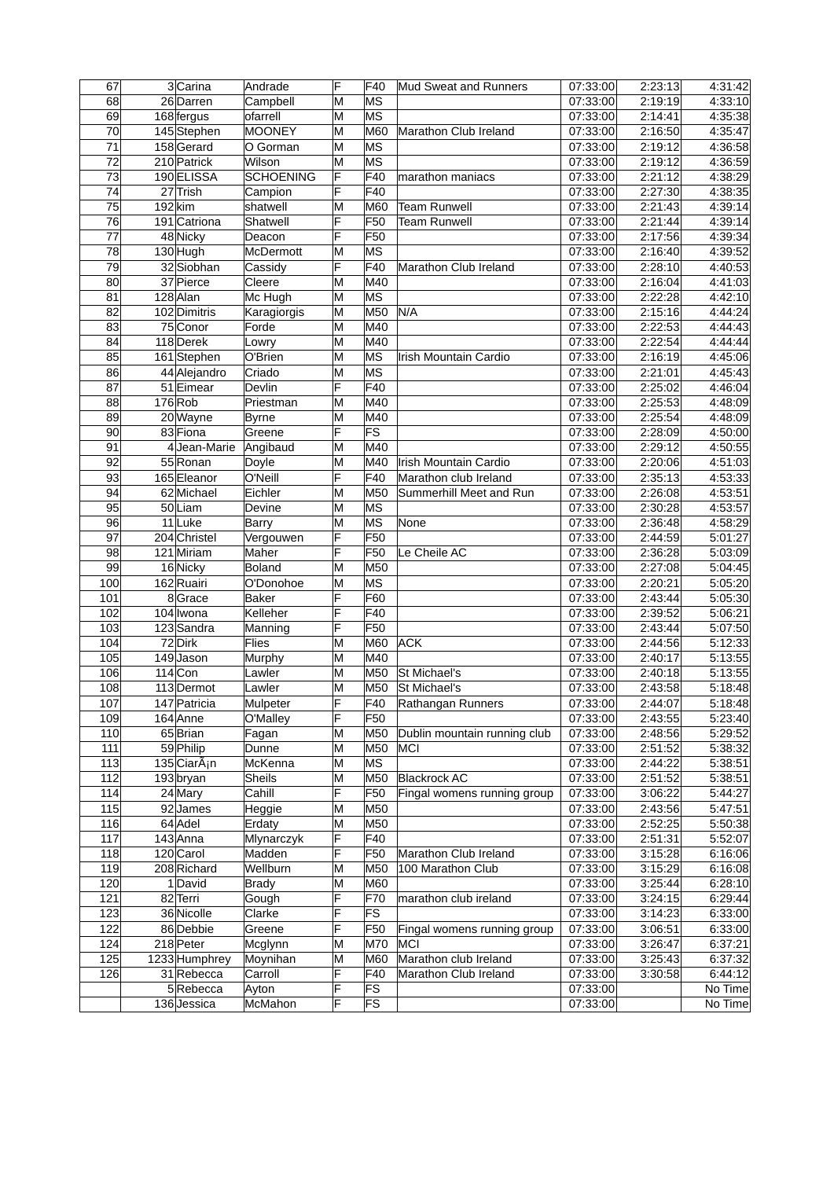| | | | | | | | | | |
|---|---|---|---|---|---|---|---|---|---|
| 67 | 3 | Carina | Andrade | F | F40 | Mud Sweat and Runners | 07:33:00 | 2:23:13 | 4:31:42 |
| 68 | 26 | Darren | Campbell | M | MS | | 07:33:00 | 2:19:19 | 4:33:10 |
| 69 | 168 | fergus | ofarrell | M | MS | | 07:33:00 | 2:14:41 | 4:35:38 |
| 70 | 145 | Stephen | MOONEY | M | M60 | Marathon Club Ireland | 07:33:00 | 2:16:50 | 4:35:47 |
| 71 | 158 | Gerard | O Gorman | M | MS | | 07:33:00 | 2:19:12 | 4:36:58 |
| 72 | 210 | Patrick | Wilson | M | MS | | 07:33:00 | 2:19:12 | 4:36:59 |
| 73 | 190 | ELISSA | SCHOENING | F | F40 | marathon maniacs | 07:33:00 | 2:21:12 | 4:38:29 |
| 74 | 27 | Trish | Campion | F | F40 | | 07:33:00 | 2:27:30 | 4:38:35 |
| 75 | 192 | kim | shatwell | M | M60 | Team Runwell | 07:33:00 | 2:21:43 | 4:39:14 |
| 76 | 191 | Catriona | Shatwell | F | F50 | Team Runwell | 07:33:00 | 2:21:44 | 4:39:14 |
| 77 | 48 | Nicky | Deacon | F | F50 | | 07:33:00 | 2:17:56 | 4:39:34 |
| 78 | 130 | Hugh | McDermott | M | MS | | 07:33:00 | 2:16:40 | 4:39:52 |
| 79 | 32 | Siobhan | Cassidy | F | F40 | Marathon Club Ireland | 07:33:00 | 2:28:10 | 4:40:53 |
| 80 | 37 | Pierce | Cleere | M | M40 | | 07:33:00 | 2:16:04 | 4:41:03 |
| 81 | 128 | Alan | Mc Hugh | M | MS | | 07:33:00 | 2:22:28 | 4:42:10 |
| 82 | 102 | Dimitris | Karagiorgis | M | M50 | N/A | 07:33:00 | 2:15:16 | 4:44:24 |
| 83 | 75 | Conor | Forde | M | M40 | | 07:33:00 | 2:22:53 | 4:44:43 |
| 84 | 118 | Derek | Lowry | M | M40 | | 07:33:00 | 2:22:54 | 4:44:44 |
| 85 | 161 | Stephen | O'Brien | M | MS | Irish Mountain Cardio | 07:33:00 | 2:16:19 | 4:45:06 |
| 86 | 44 | Alejandro | Criado | M | MS | | 07:33:00 | 2:21:01 | 4:45:43 |
| 87 | 51 | Eimear | Devlin | F | F40 | | 07:33:00 | 2:25:02 | 4:46:04 |
| 88 | 176 | Rob | Priestman | M | M40 | | 07:33:00 | 2:25:53 | 4:48:09 |
| 89 | 20 | Wayne | Byrne | M | M40 | | 07:33:00 | 2:25:54 | 4:48:09 |
| 90 | 83 | Fiona | Greene | F | FS | | 07:33:00 | 2:28:09 | 4:50:00 |
| 91 | 4 | Jean-Marie | Angibaud | M | M40 | | 07:33:00 | 2:29:12 | 4:50:55 |
| 92 | 55 | Ronan | Doyle | M | M40 | Irish Mountain Cardio | 07:33:00 | 2:20:06 | 4:51:03 |
| 93 | 165 | Eleanor | O'Neill | F | F40 | Marathon club Ireland | 07:33:00 | 2:35:13 | 4:53:33 |
| 94 | 62 | Michael | Eichler | M | M50 | Summerhill Meet and Run | 07:33:00 | 2:26:08 | 4:53:51 |
| 95 | 50 | Liam | Devine | M | MS | | 07:33:00 | 2:30:28 | 4:53:57 |
| 96 | 11 | Luke | Barry | M | MS | None | 07:33:00 | 2:36:48 | 4:58:29 |
| 97 | 204 | Christel | Vergouwen | F | F50 | | 07:33:00 | 2:44:59 | 5:01:27 |
| 98 | 121 | Miriam | Maher | F | F50 | Le Cheile AC | 07:33:00 | 2:36:28 | 5:03:09 |
| 99 | 16 | Nicky | Boland | M | M50 | | 07:33:00 | 2:27:08 | 5:04:45 |
| 100 | 162 | Ruairi | O'Donohoe | M | MS | | 07:33:00 | 2:20:21 | 5:05:20 |
| 101 | 8 | Grace | Baker | F | F60 | | 07:33:00 | 2:43:44 | 5:05:30 |
| 102 | 104 | Iwona | Kelleher | F | F40 | | 07:33:00 | 2:39:52 | 5:06:21 |
| 103 | 123 | Sandra | Manning | F | F50 | | 07:33:00 | 2:43:44 | 5:07:50 |
| 104 | 72 | Dirk | Flies | M | M60 | ACK | 07:33:00 | 2:44:56 | 5:12:33 |
| 105 | 149 | Jason | Murphy | M | M40 | | 07:33:00 | 2:40:17 | 5:13:55 |
| 106 | 114 | Con | Lawler | M | M50 | St Michael's | 07:33:00 | 2:40:18 | 5:13:55 |
| 108 | 113 | Dermot | Lawler | M | M50 | St Michael's | 07:33:00 | 2:43:58 | 5:18:48 |
| 107 | 147 | Patricia | Mulpeter | F | F40 | Rathangan Runners | 07:33:00 | 2:44:07 | 5:18:48 |
| 109 | 164 | Anne | O'Malley | F | F50 | | 07:33:00 | 2:43:55 | 5:23:40 |
| 110 | 65 | Brian | Fagan | M | M50 | Dublin mountain running club | 07:33:00 | 2:48:56 | 5:29:52 |
| 111 | 59 | Philip | Dunne | M | M50 | MCI | 07:33:00 | 2:51:52 | 5:38:32 |
| 113 | 135 | CiarÃ¡n | McKenna | M | MS | | 07:33:00 | 2:44:22 | 5:38:51 |
| 112 | 193 | bryan | Sheils | M | M50 | Blackrock AC | 07:33:00 | 2:51:52 | 5:38:51 |
| 114 | 24 | Mary | Cahill | F | F50 | Fingal womens running group | 07:33:00 | 3:06:22 | 5:44:27 |
| 115 | 92 | James | Heggie | M | M50 | | 07:33:00 | 2:43:56 | 5:47:51 |
| 116 | 64 | Adel | Erdaty | M | M50 | | 07:33:00 | 2:52:25 | 5:50:38 |
| 117 | 143 | Anna | Mlynarczyk | F | F40 | | 07:33:00 | 2:51:31 | 5:52:07 |
| 118 | 120 | Carol | Madden | F | F50 | Marathon Club Ireland | 07:33:00 | 3:15:28 | 6:16:06 |
| 119 | 208 | Richard | Wellburn | M | M50 | 100 Marathon Club | 07:33:00 | 3:15:29 | 6:16:08 |
| 120 | 1 | David | Brady | M | M60 | | 07:33:00 | 3:25:44 | 6:28:10 |
| 121 | 82 | Terri | Gough | F | F70 | marathon club ireland | 07:33:00 | 3:24:15 | 6:29:44 |
| 123 | 36 | Nicolle | Clarke | F | FS | | 07:33:00 | 3:14:23 | 6:33:00 |
| 122 | 86 | Debbie | Greene | F | F50 | Fingal womens running group | 07:33:00 | 3:06:51 | 6:33:00 |
| 124 | 218 | Peter | Mcglynn | M | M70 | MCI | 07:33:00 | 3:26:47 | 6:37:21 |
| 125 | 1233 | Humphrey | Moynihan | M | M60 | Marathon club Ireland | 07:33:00 | 3:25:43 | 6:37:32 |
| 126 | 31 | Rebecca | Carroll | F | F40 | Marathon Club Ireland | 07:33:00 | 3:30:58 | 6:44:12 |
| | 5 | Rebecca | Ayton | F | FS | | 07:33:00 | | No Time |
| | 136 | Jessica | McMahon | F | FS | | 07:33:00 | | No Time |